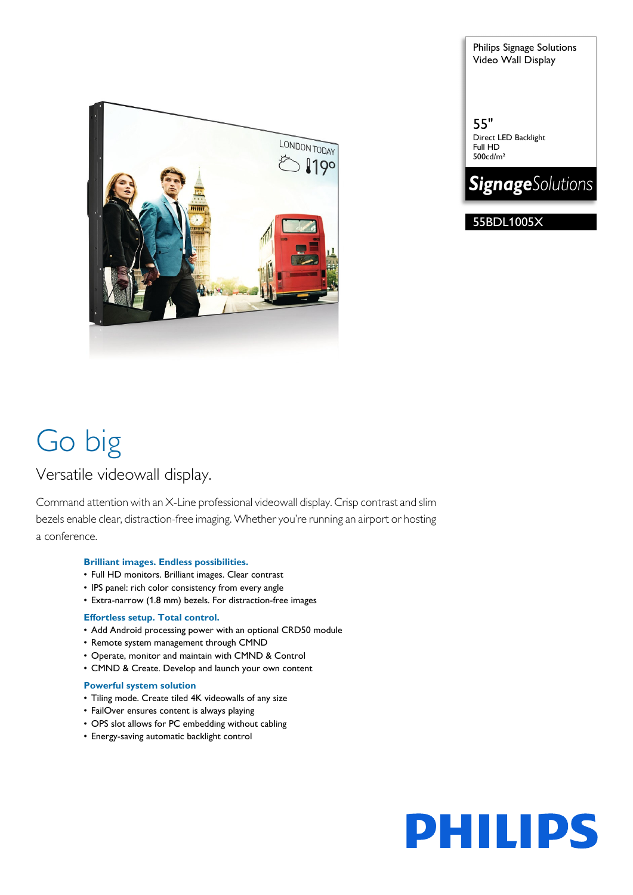Philips Signage Solutions
Video Wall Display

55"
Direct LED Backlight
Full HD
500cd/m²

**Signage**Solutions

55BDL1005X

# Go big

## Versatile videowall display.

Command attention with an X-Line professional videowall display. Crisp contrast and slim bezels enable clear, distraction-free imaging. Whether you're running an airport or hosting a conference.

### Brilliant images. Endless possibilities.

- Full HD monitors. Brilliant images. Clear contrast
- IPS panel: rich color consistency from every angle
- Extra-narrow (1.8 mm) bezels. For distraction-free images

### Effortless setup. Total control.

- Add Android processing power with an optional CRD50 module
- Remote system management through CMND
- Operate, monitor and maintain with CMND & Control
- CMND & Create. Develop and launch your own content

### Powerful system solution

- Tiling mode. Create tiled 4K videowalls of any size
- FailOver ensures content is always playing
- OPS slot allows for PC embedding without cabling
- Energy-saving automatic backlight control

PHILIPS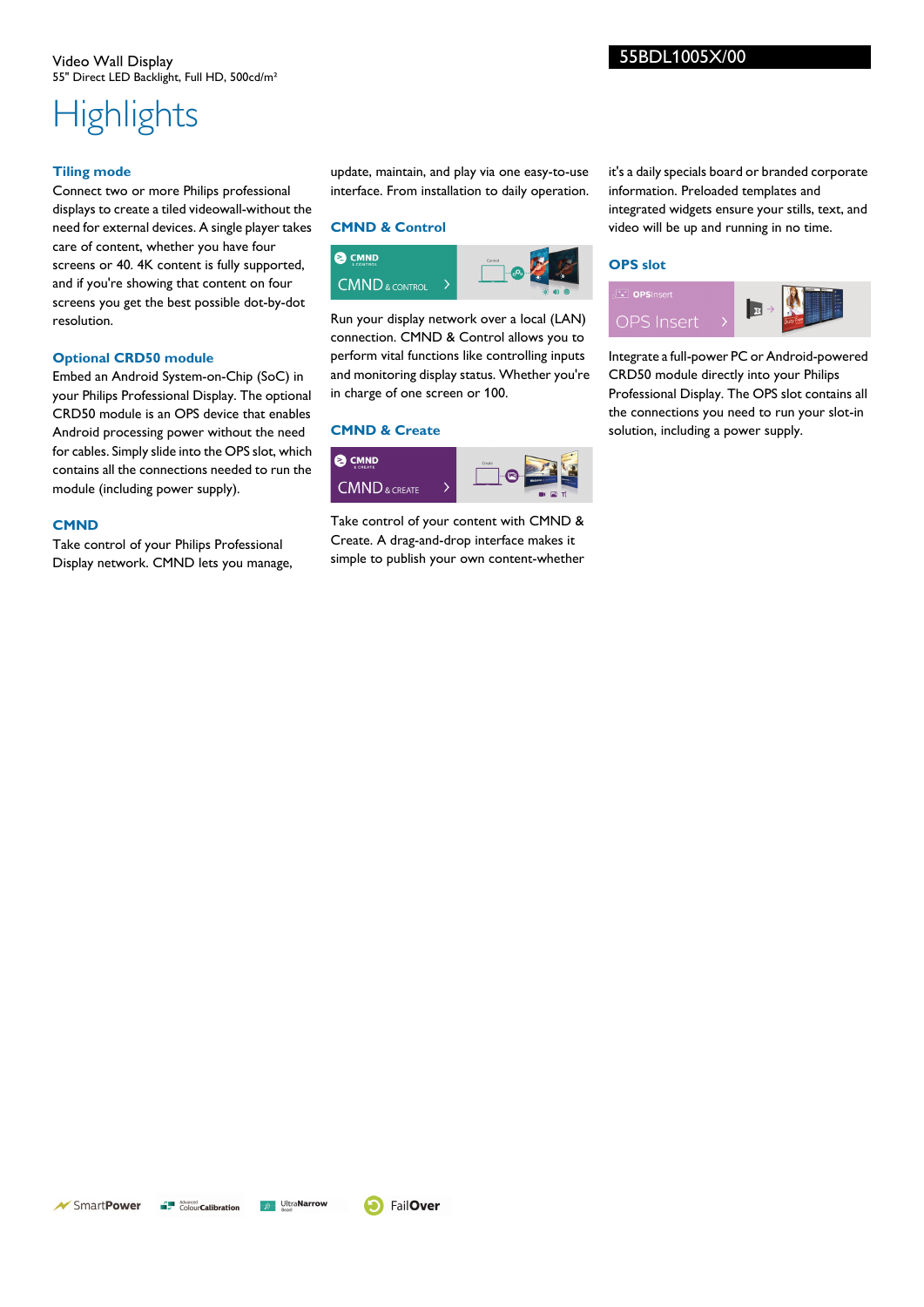Video Wall Display
55" Direct LED Backlight, Full HD, 500cd/m²

55BDL1005X/00

# Highlights

### Tiling mode

Connect two or more Philips professional displays to create a tiled videowall-without the need for external devices. A single player takes care of content, whether you have four screens or 40. 4K content is fully supported, and if you're showing that content on four screens you get the best possible dot-by-dot resolution.

### Optional CRD50 module

Embed an Android System-on-Chip (SoC) in your Philips Professional Display. The optional CRD50 module is an OPS device that enables Android processing power without the need for cables. Simply slide into the OPS slot, which contains all the connections needed to run the module (including power supply).

### CMND

Take control of your Philips Professional Display network. CMND lets you manage, update, maintain, and play via one easy-to-use interface. From installation to daily operation.

### CMND & Control

Run your display network over a local (LAN) connection. CMND & Control allows you to perform vital functions like controlling inputs and monitoring display status. Whether you're in charge of one screen or 100.

### CMND & Create

Take control of your content with CMND & Create. A drag-and-drop interface makes it simple to publish your own content-whether it's a daily specials board or branded corporate information. Preloaded templates and integrated widgets ensure your stills, text, and video will be up and running in no time.

### OPS slot

Integrate a full-power PC or Android-powered CRD50 module directly into your Philips Professional Display. The OPS slot contains all the connections you need to run your slot-in solution, including a power supply.

SmartPower | Advanced ColourCalibration | UltraNarrow Bezel | FailOver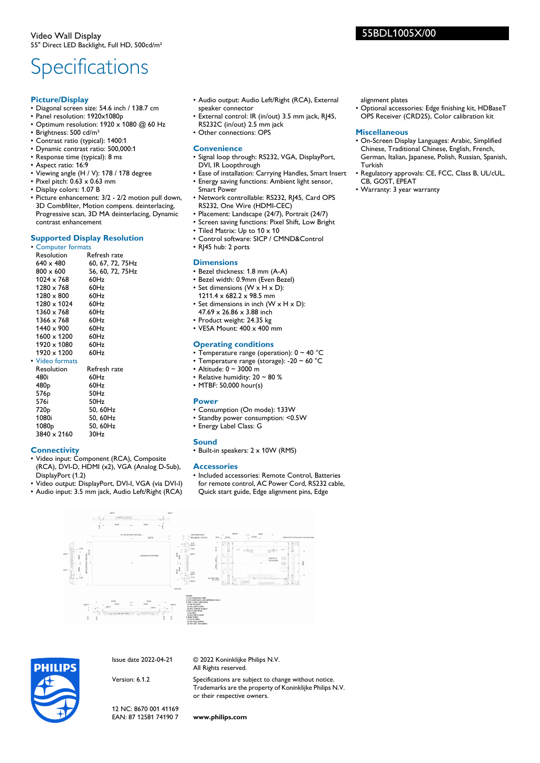Video Wall Display
55" Direct LED Backlight, Full HD, 500cd/m²

55BDL1005X/00

# Specifications

## Picture/Display

- Diagonal screen size: 54.6 inch / 138.7 cm
- Panel resolution: 1920x1080p
- Optimum resolution: 1920 x 1080 @ 60 Hz
- Brightness: 500 cd/m²
- Contrast ratio (typical): 1400:1
- Dynamic contrast ratio: 500,000:1
- Response time (typical): 8 ms
- Aspect ratio: 16:9
- Viewing angle (H / V): 178 / 178 degree
- Pixel pitch: 0.63 x 0.63 mm
- Display colors: 1.07 B
- Picture enhancement: 3/2 - 2/2 motion pull down, 3D Combfilter, Motion compens. deinterlacing, Progressive scan, 3D MA deinterlacing, Dynamic contrast enhancement

## Supported Display Resolution

- Computer formats

| Resolution | Refresh rate |
|---|---|
| 640 x 480 | 60, 67, 72, 75Hz |
| 800 x 600 | 56, 60, 72, 75Hz |
| 1024 x 768 | 60Hz |
| 1280 x 768 | 60Hz |
| 1280 x 800 | 60Hz |
| 1280 x 1024 | 60Hz |
| 1360 x 768 | 60Hz |
| 1366 x 768 | 60Hz |
| 1440 x 900 | 60Hz |
| 1600 x 1200 | 60Hz |
| 1920 x 1080 | 60Hz |
| 1920 x 1200 | 60Hz |

- Video formats

| Resolution | Refresh rate |
|---|---|
| 480i | 60Hz |
| 480p | 60Hz |
| 576p | 50Hz |
| 576i | 50Hz |
| 720p | 50, 60Hz |
| 1080i | 50, 60Hz |
| 1080p | 50, 60Hz |
| 3840 x 2160 | 30Hz |

## Connectivity

- Video input: Component (RCA), Composite (RCA), DVI-D, HDMI (x2), VGA (Analog D-Sub), DisplayPort (1.2)
- Video output: DisplayPort, DVI-I, VGA (via DVI-I)
- Audio input: 3.5 mm jack, Audio Left/Right (RCA)
- Audio output: Audio Left/Right (RCA), External speaker connector
- External control: IR (in/out) 3.5 mm jack, RJ45, RS232C (in/out) 2.5 mm jack
- Other connections: OPS

## Convenience

- Signal loop through: RS232, VGA, DisplayPort, DVI, IR Loopthrough
- Ease of installation: Carrying Handles, Smart Insert
- Energy saving functions: Ambient light sensor, Smart Power
- Network controllable: RS232, RJ45, Card OPS RS232, One Wire (HDMI-CEC)
- Placement: Landscape (24/7), Portrait (24/7)
- Screen saving functions: Pixel Shift, Low Bright
- Tiled Matrix: Up to 10 x 10
- Control software: SICP / CMND&Control
- RJ45 hub: 2 ports

## Dimensions

- Bezel thickness: 1.8 mm (A-A)
- Bezel width: 0.9mm (Even Bezel)
- Set dimensions (W x H x D): 1211.4 x 682.2 x 98.5 mm
- Set dimensions in inch (W x H x D): 47.69 x 26.86 x 3.88 inch
- Product weight: 24.35 kg
- VESA Mount: 400 x 400 mm

## Operating conditions

- Temperature range (operation): 0 ~ 40 °C
- Temperature range (storage): -20 ~ 60 °C
- Altitude: 0 ~ 3000 m
- Relative humidity: 20 ~ 80 %
- MTBF: 50,000 hour(s)

## Power

- Consumption (On mode): 133W
- Standby power consumption: <0.5W
- Energy Label Class: G

## Sound

- Built-in speakers: 2 x 10W (RMS)

## Accessories

- Included accessories: Remote Control, Batteries for remote control, AC Power Cord, RS232 cable, Quick start guide, Edge alignment pins, Edge alignment plates
- Optional accessories: Edge finishing kit, HDBaseT OPS Receiver (CRD25), Color calibration kit

## Miscellaneous

- On-Screen Display Languages: Arabic, Simplified Chinese, Traditional Chinese, English, French, German, Italian, Japanese, Polish, Russian, Spanish, Turkish
- Regulatory approvals: CE, FCC, Class B, UL/cUL, CB, GOST, EPEAT
- Warranty: 3 year warranty

Issue date 2022-04-21

Version: 6.1.2

12 NC: 8670 001 41169
EAN: 87 12581 74190 7

© 2022 Koninklijke Philips N.V.
All Rights reserved.

Specifications are subject to change without notice. Trademarks are the property of Koninklijke Philips N.V. or their respective owners.

www.philips.com